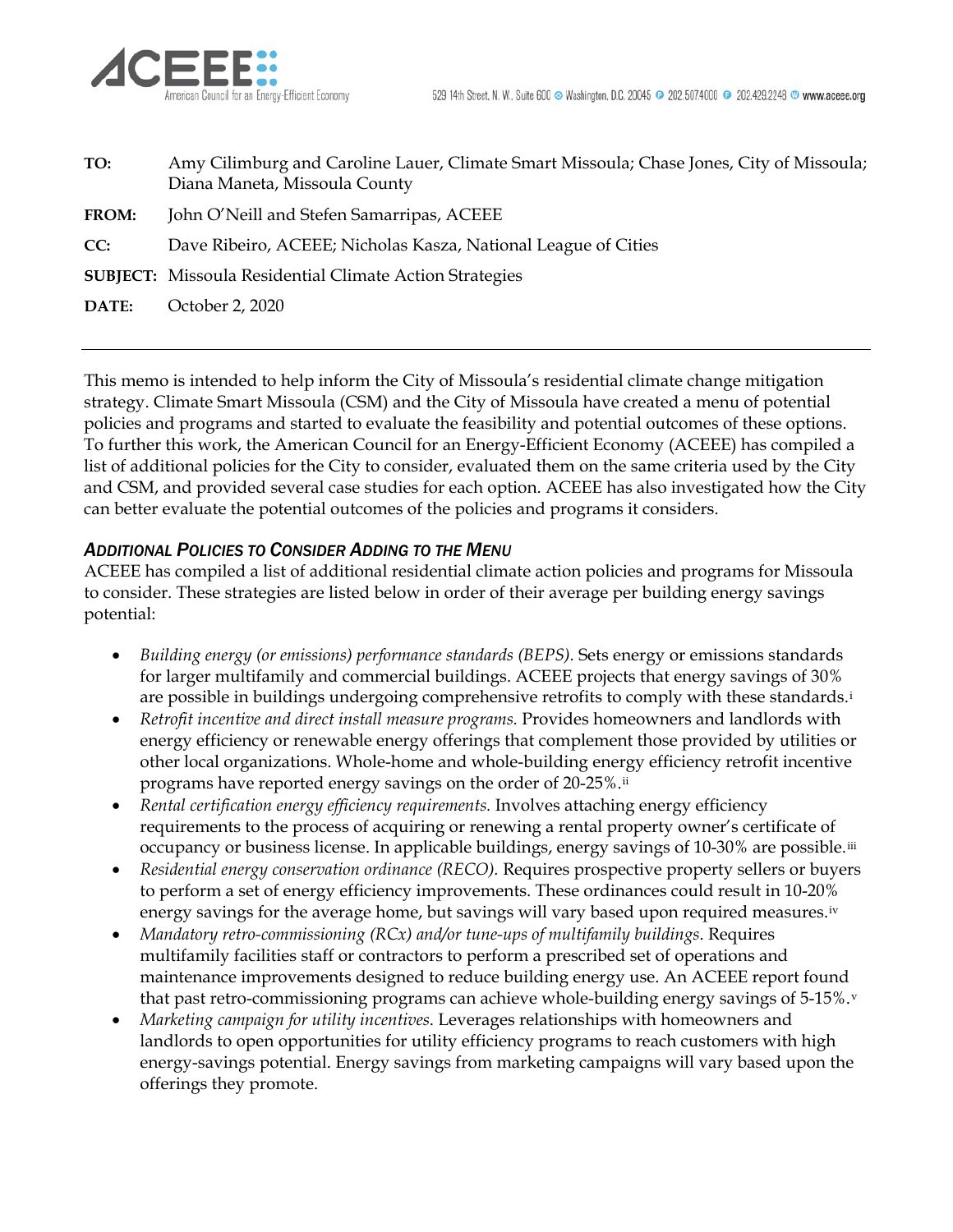**TO:** Amy Cilimburg and Caroline Lauer, Climate Smart Missoula; Chase Jones, City of Missoula; Diana Maneta, Missoula County

**FROM:** John O'Neill and Stefen Samarripas, ACEEE

**CC:** Dave Ribeiro, ACEEE; Nicholas Kasza, National League of Cities

**SUBJECT:** Missoula Residential Climate Action Strategies

**DATE:** October 2, 2020

---

This memo is intended to help inform the City of Missoula's residential climate change mitigation strategy. Climate Smart Missoula (CSM) and the City of Missoula have created a menu of potential policies and programs and started to evaluate the feasibility and potential outcomes of these options. To further this work, the American Council for an Energy-Efficient Economy (ACEEE) has compiled a list of additional policies for the City to consider, evaluated them on the same criteria used by the City and CSM, and provided several case studies for each option. ACEEE has also investigated how the City can better evaluate the potential outcomes of the policies and programs it considers.

### *Additional Policies to Consider Adding to the Menu*

ACEEE has compiled a list of additional residential climate action policies and programs for Missoula to consider. These strategies are listed below in order of their average per building energy savings potential:

- *Building energy (or emissions) performance standards (BEPS).* Sets energy or emissions standards for larger multifamily and commercial buildings. ACEEE projects that energy savings of 30% are possible in buildings undergoing comprehensive retrofits to comply with these standards.[i]
- *Retrofit incentive and direct install measure programs.* Provides homeowners and landlords with energy efficiency or renewable energy offerings that complement those provided by utilities or other local organizations. Whole-home and whole-building energy efficiency retrofit incentive programs have reported energy savings on the order of 20-25%.[ii]
- *Rental certification energy efficiency requirements.* Involves attaching energy efficiency requirements to the process of acquiring or renewing a rental property owner's certificate of occupancy or business license. In applicable buildings, energy savings of 10-30% are possible.[iii]
- *Residential energy conservation ordinance (RECO).* Requires prospective property sellers or buyers to perform a set of energy efficiency improvements. These ordinances could result in 10-20% energy savings for the average home, but savings will vary based upon required measures.[iv]
- *Mandatory retro-commissioning (RCx) and/or tune-ups of multifamily buildings*. Requires multifamily facilities staff or contractors to perform a prescribed set of operations and maintenance improvements designed to reduce building energy use. An ACEEE report found that past retro-commissioning programs can achieve whole-building energy savings of 5-15%.[v]
- *Marketing campaign for utility incentives*. Leverages relationships with homeowners and landlords to open opportunities for utility efficiency programs to reach customers with high energy-savings potential. Energy savings from marketing campaigns will vary based upon the offerings they promote.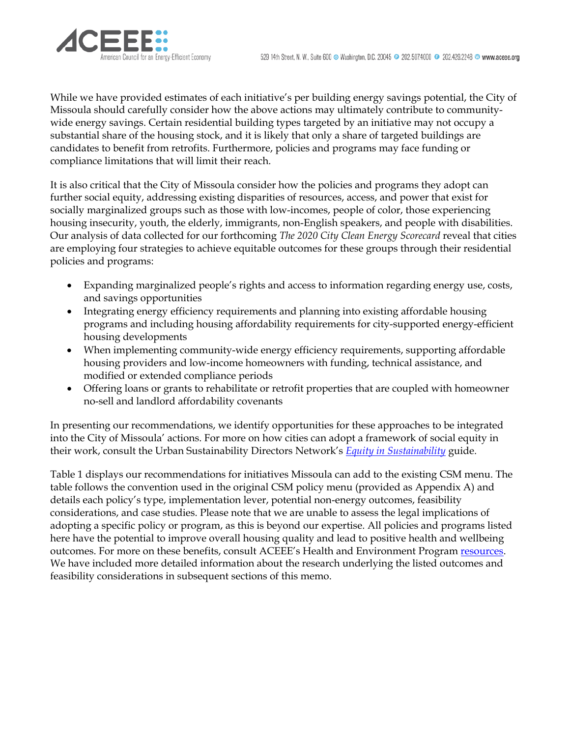While we have provided estimates of each initiative's per building energy savings potential, the City of Missoula should carefully consider how the above actions may ultimately contribute to community-wide energy savings. Certain residential building types targeted by an initiative may not occupy a substantial share of the housing stock, and it is likely that only a share of targeted buildings are candidates to benefit from retrofits. Furthermore, policies and programs may face funding or compliance limitations that will limit their reach.

It is also critical that the City of Missoula consider how the policies and programs they adopt can further social equity, addressing existing disparities of resources, access, and power that exist for socially marginalized groups such as those with low-incomes, people of color, those experiencing housing insecurity, youth, the elderly, immigrants, non-English speakers, and people with disabilities. Our analysis of data collected for our forthcoming *The 2020 City Clean Energy Scorecard* reveal that cities are employing four strategies to achieve equitable outcomes for these groups through their residential policies and programs:

- Expanding marginalized people's rights and access to information regarding energy use, costs, and savings opportunities
- Integrating energy efficiency requirements and planning into existing affordable housing programs and including housing affordability requirements for city-supported energy-efficient housing developments
- When implementing community-wide energy efficiency requirements, supporting affordable housing providers and low-income homeowners with funding, technical assistance, and modified or extended compliance periods
- Offering loans or grants to rehabilitate or retrofit properties that are coupled with homeowner no-sell and landlord affordability covenants

In presenting our recommendations, we identify opportunities for these approaches to be integrated into the City of Missoula' actions. For more on how cities can adopt a framework of social equity in their work, consult the Urban Sustainability Directors Network's *Equity in Sustainability* guide.

Table 1 displays our recommendations for initiatives Missoula can add to the existing CSM menu. The table follows the convention used in the original CSM policy menu (provided as Appendix A) and details each policy's type, implementation lever, potential non-energy outcomes, feasibility considerations, and case studies. Please note that we are unable to assess the legal implications of adopting a specific policy or program, as this is beyond our expertise. All policies and programs listed here have the potential to improve overall housing quality and lead to positive health and wellbeing outcomes. For more on these benefits, consult ACEEE's Health and Environment Program resources. We have included more detailed information about the research underlying the listed outcomes and feasibility considerations in subsequent sections of this memo.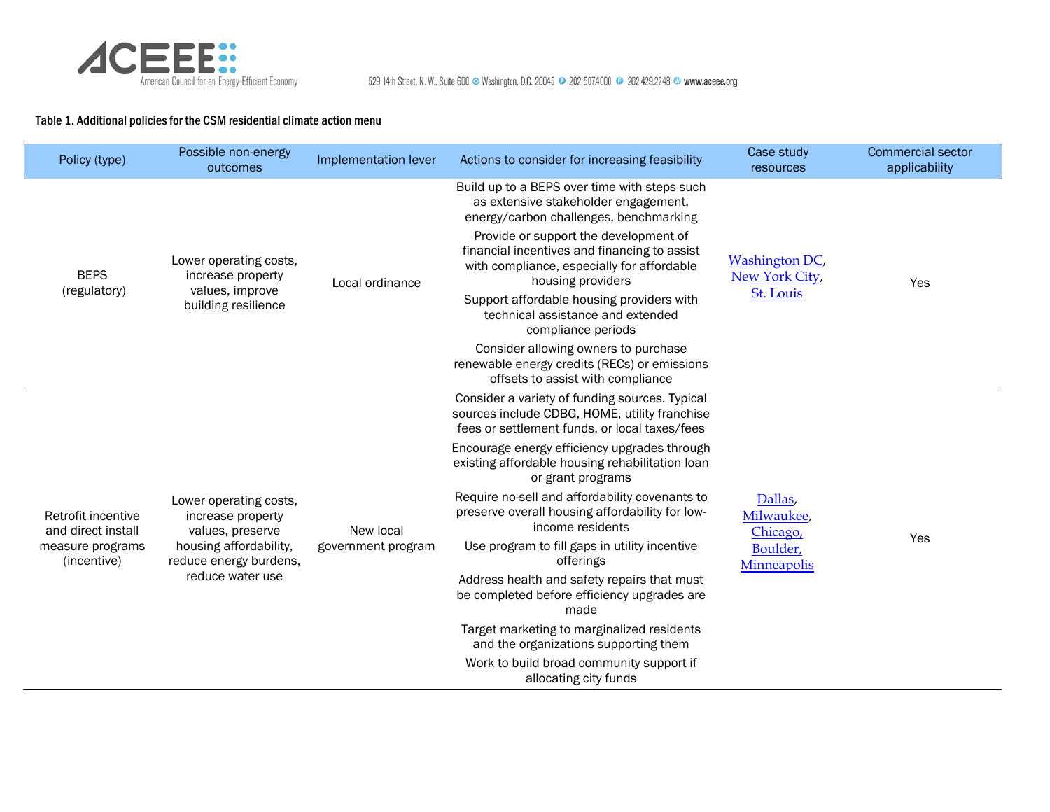Table 1. Additional policies for the CSM residential climate action menu

| Policy (type) | Possible non-energy outcomes | Implementation lever | Actions to consider for increasing feasibility | Case study resources | Commercial sector applicability |
|---|---|---|---|---|---|
| BEPS (regulatory) | Lower operating costs, increase property values, improve building resilience | Local ordinance | Build up to a BEPS over time with steps such as extensive stakeholder engagement, energy/carbon challenges, benchmarking<br>Provide or support the development of financial incentives and financing to assist with compliance, especially for affordable housing providers<br>Support affordable housing providers with technical assistance and extended compliance periods<br>Consider allowing owners to purchase renewable energy credits (RECs) or emissions offsets to assist with compliance | Washington DC, New York City, St. Louis | Yes |
| Retrofit incentive and direct install measure programs (incentive) | Lower operating costs, increase property values, preserve housing affordability, reduce energy burdens, reduce water use | New local government program | Consider a variety of funding sources. Typical sources include CDBG, HOME, utility franchise fees or settlement funds, or local taxes/fees<br>Encourage energy efficiency upgrades through existing affordable housing rehabilitation loan or grant programs<br>Require no-sell and affordability covenants to preserve overall housing affordability for low-income residents<br>Use program to fill gaps in utility incentive offerings<br>Address health and safety repairs that must be completed before efficiency upgrades are made<br>Target marketing to marginalized residents and the organizations supporting them<br>Work to build broad community support if allocating city funds | Dallas, Milwaukee, Chicago, Boulder, Minneapolis | Yes |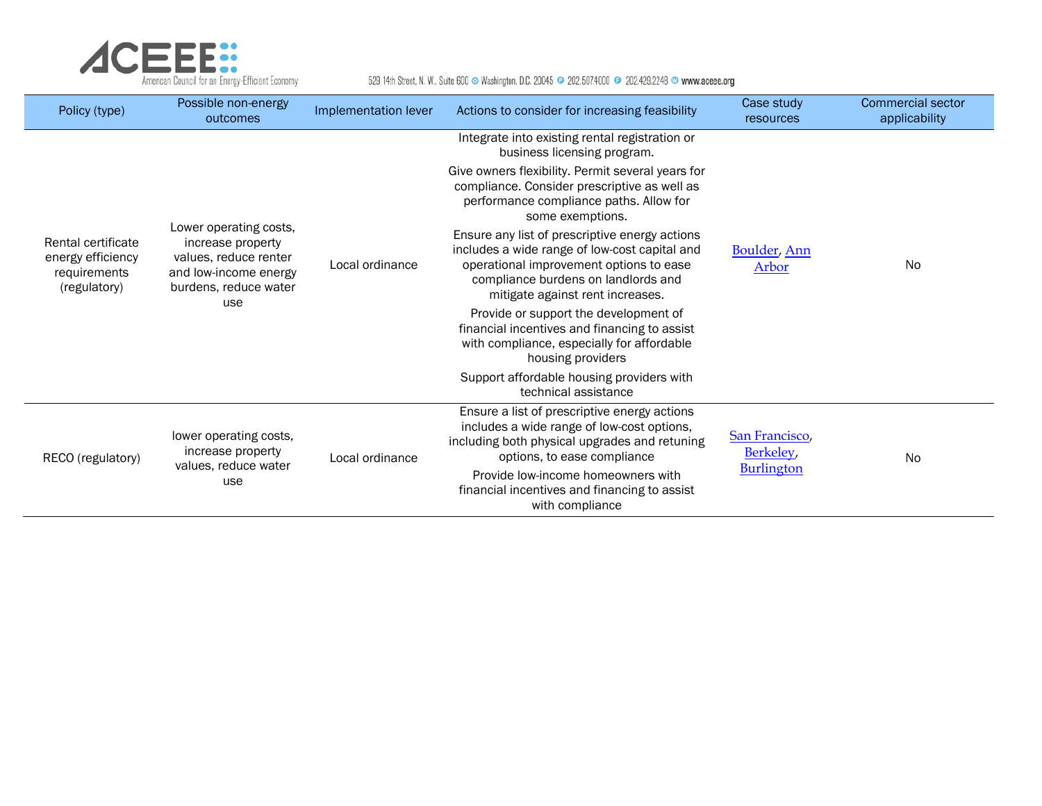| Policy (type) | Possible non-energy outcomes | Implementation lever | Actions to consider for increasing feasibility | Case study resources | Commercial sector applicability |
|---|---|---|---|---|---|
| Rental certificate energy efficiency requirements (regulatory) | Lower operating costs, increase property values, reduce renter and low-income energy burdens, reduce water use | Local ordinance | Integrate into existing rental registration or business licensing program.<br>Give owners flexibility. Permit several years for compliance. Consider prescriptive as well as performance compliance paths. Allow for some exemptions.<br>Ensure any list of prescriptive energy actions includes a wide range of low-cost capital and operational improvement options to ease compliance burdens on landlords and mitigate against rent increases.<br>Provide or support the development of financial incentives and financing to assist with compliance, especially for affordable housing providers<br>Support affordable housing providers with technical assistance | Boulder, Ann Arbor | No |
| RECO (regulatory) | lower operating costs, increase property values, reduce water use | Local ordinance | Ensure a list of prescriptive energy actions includes a wide range of low-cost options, including both physical upgrades and retuning options, to ease compliance<br>Provide low-income homeowners with financial incentives and financing to assist with compliance | San Francisco, Berkeley, Burlington | No |